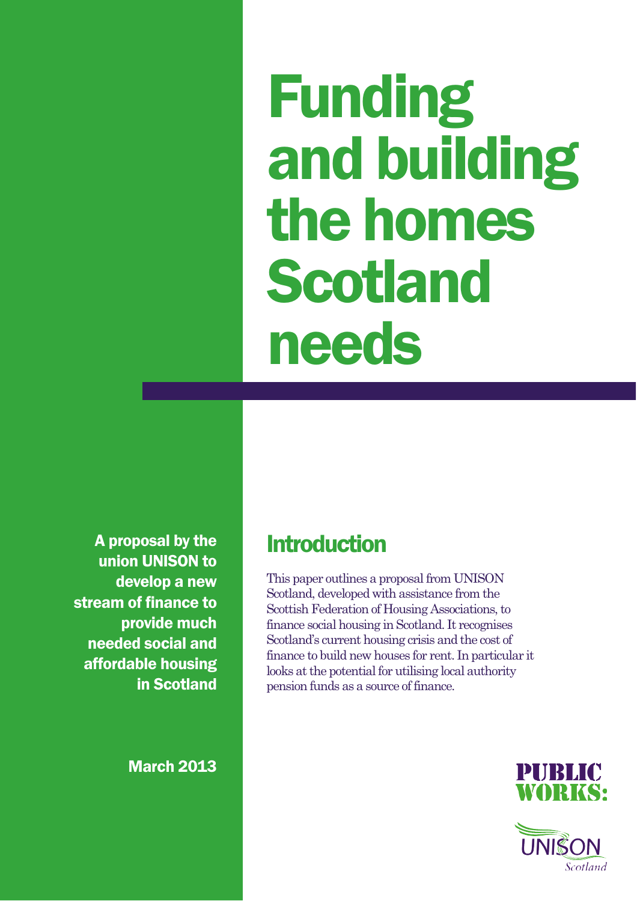# Funding and building the homes Scotland needs

**A proposal by the union UNISON to develop a new stream of finance to provide much needed social and affordable housing in Scotland**

**March 2013**

## Introduction

This paper outlines a proposal from UNISON Scotland, developed with assistance from the Scottish Federation of Housing Associations, to finance social housing in Scotland. It recognises Scotland's current housing crisis and the cost of finance to build new houses for rent. In particular it looks at the potential for utilising local authority pension funds as a source of finance.

PUBLIC WORKS:

UNISON Scotland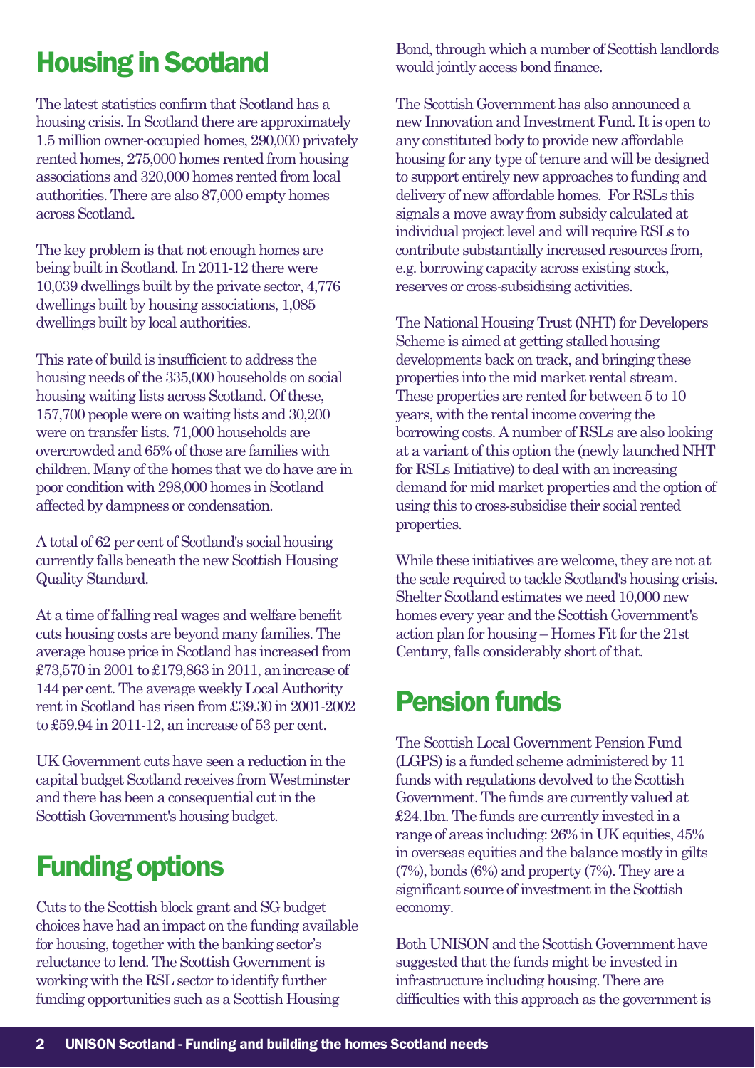## Housing in Scotland

The latest statistics confirm that Scotland has a housing crisis. In Scotland there are approximately 1.5 million owner-occupied homes, 290,000 privately rented homes, 275,000 homes rented from housing associations and 320,000 homes rented from local authorities. There are also 87,000 empty homes across Scotland.

The key problem is that not enough homes are being built in Scotland. In 2011-12 there were 10,039 dwellings built by the private sector, 4,776 dwellings built by housing associations, 1,085 dwellings built by local authorities.

This rate of build is insufficient to address the housing needs of the 335,000 households on social housing waiting lists across Scotland. Of these, 157,700 people were on waiting lists and 30,200 were on transfer lists. 71,000 households are overcrowded and 65% of those are families with children. Many of the homes that we do have are in poor condition with 298,000 homes in Scotland affected by dampness or condensation.

A total of 62 per cent of Scotland's social housing currently falls beneath the new Scottish Housing Quality Standard.

At a time of falling real wages and welfare benefit cuts housing costs are beyond many families. The average house price in Scotland has increased from £73,570 in 2001 to £179,863 in 2011, an increase of 144 per cent. The average weekly Local Authority rent in Scotland has risen from £39.30 in 2001-2002 to £59.94 in 2011-12, an increase of 53 per cent.

UK Government cuts have seen a reduction in the capital budget Scotland receives from Westminster and there has been a consequential cut in the Scottish Government's housing budget.

## Funding options

Cuts to the Scottish block grant and SG budget choices have had an impact on the funding available for housing, together with the banking sector's reluctance to lend. The Scottish Government is working with the RSL sector to identify further funding opportunities such as a Scottish Housing Bond, through which a number of Scottish landlords would jointly access bond finance.

The Scottish Government has also announced a new Innovation and Investment Fund. It is open to any constituted body to provide new affordable housing for any type of tenure and will be designed to support entirely new approaches to funding and delivery of new affordable homes. For RSLs this signals a move away from subsidy calculated at individual project level and will require RSLs to contribute substantially increased resources from, e.g. borrowing capacity across existing stock, reserves or cross-subsidising activities.

The National Housing Trust (NHT) for Developers Scheme is aimed at getting stalled housing developments back on track, and bringing these properties into the mid market rental stream. These properties are rented for between 5 to 10 years, with the rental income covering the borrowing costs. A number of RSLs are also looking at a variant of this option the (newly launched NHT for RSLs Initiative) to deal with an increasing demand for mid market properties and the option of using this to cross-subsidise their social rented properties.

While these initiatives are welcome, they are not at the scale required to tackle Scotland's housing crisis. Shelter Scotland estimates we need 10,000 new homes every year and the Scottish Government's action plan for housing – Homes Fit for the 21st Century, falls considerably short of that.

## Pension funds

The Scottish Local Government Pension Fund (LGPS) is a funded scheme administered by 11 funds with regulations devolved to the Scottish Government. The funds are currently valued at £24.1bn. The funds are currently invested in a range of areas including: 26% in UK equities, 45% in overseas equities and the balance mostly in gilts (7%), bonds (6%) and property (7%). They are a significant source of investment in the Scottish economy.

Both UNISON and the Scottish Government have suggested that the funds might be invested in infrastructure including housing. There are difficulties with this approach as the government is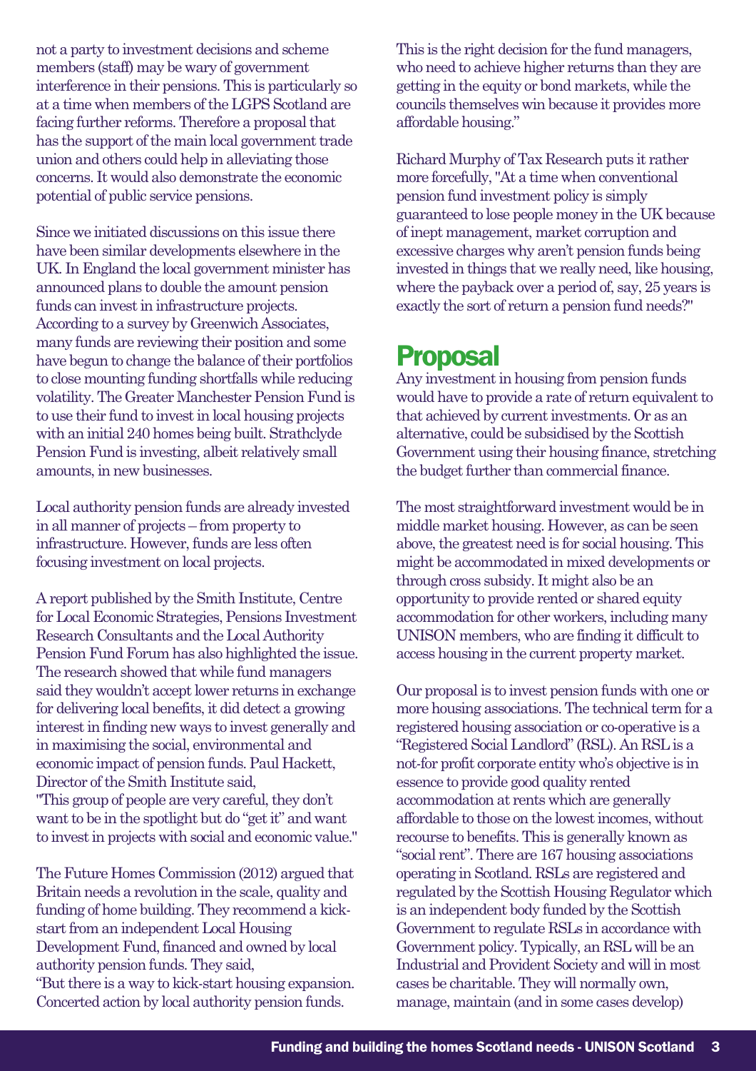not a party to investment decisions and scheme members (staff) may be wary of government interference in their pensions. This is particularly so at a time when members of the LGPS Scotland are facing further reforms. Therefore a proposal that has the support of the main local government trade union and others could help in alleviating those concerns. It would also demonstrate the economic potential of public service pensions.

Since we initiated discussions on this issue there have been similar developments elsewhere in the UK. In England the local government minister has announced plans to double the amount pension funds can invest in infrastructure projects. According to a survey by Greenwich Associates, many funds are reviewing their position and some have begun to change the balance of their portfolios to close mounting funding shortfalls while reducing volatility. The Greater Manchester Pension Fund is to use their fund to invest in local housing projects with an initial 240 homes being built. Strathclyde Pension Fund is investing, albeit relatively small amounts, in new businesses.

Local authority pension funds are already invested in all manner of projects – from property to infrastructure. However, funds are less often focusing investment on local projects.

A report published by the Smith Institute, Centre for Local Economic Strategies, Pensions Investment Research Consultants and the Local Authority Pension Fund Forum has also highlighted the issue. The research showed that while fund managers said they wouldn't accept lower returns in exchange for delivering local benefits, it did detect a growing interest in finding new ways to invest generally and in maximising the social, environmental and economic impact of pension funds. Paul Hackett, Director of the Smith Institute said, "This group of people are very careful, they don't want to be in the spotlight but do "get it" and want to invest in projects with social and economic value."

The Future Homes Commission (2012) argued that Britain needs a revolution in the scale, quality and funding of home building. They recommend a kick-start from an independent Local Housing Development Fund, financed and owned by local authority pension funds. They said, "But there is a way to kick-start housing expansion. Concerted action by local authority pension funds. This is the right decision for the fund managers, who need to achieve higher returns than they are getting in the equity or bond markets, while the councils themselves win because it provides more affordable housing."

Richard Murphy of Tax Research puts it rather more forcefully, "At a time when conventional pension fund investment policy is simply guaranteed to lose people money in the UK because of inept management, market corruption and excessive charges why aren't pension funds being invested in things that we really need, like housing, where the payback over a period of, say, 25 years is exactly the sort of return a pension fund needs?"

## Proposal

Any investment in housing from pension funds would have to provide a rate of return equivalent to that achieved by current investments. Or as an alternative, could be subsidised by the Scottish Government using their housing finance, stretching the budget further than commercial finance.

The most straightforward investment would be in middle market housing. However, as can be seen above, the greatest need is for social housing. This might be accommodated in mixed developments or through cross subsidy. It might also be an opportunity to provide rented or shared equity accommodation for other workers, including many UNISON members, who are finding it difficult to access housing in the current property market.

Our proposal is to invest pension funds with one or more housing associations. The technical term for a registered housing association or co-operative is a "Registered Social Landlord" (RSL). An RSL is a not-for profit corporate entity who's objective is in essence to provide good quality rented accommodation at rents which are generally affordable to those on the lowest incomes, without recourse to benefits. This is generally known as "social rent". There are 167 housing associations operating in Scotland. RSLs are registered and regulated by the Scottish Housing Regulator which is an independent body funded by the Scottish Government to regulate RSLs in accordance with Government policy. Typically, an RSL will be an Industrial and Provident Society and will in most cases be charitable. They will normally own, manage, maintain (and in some cases develop)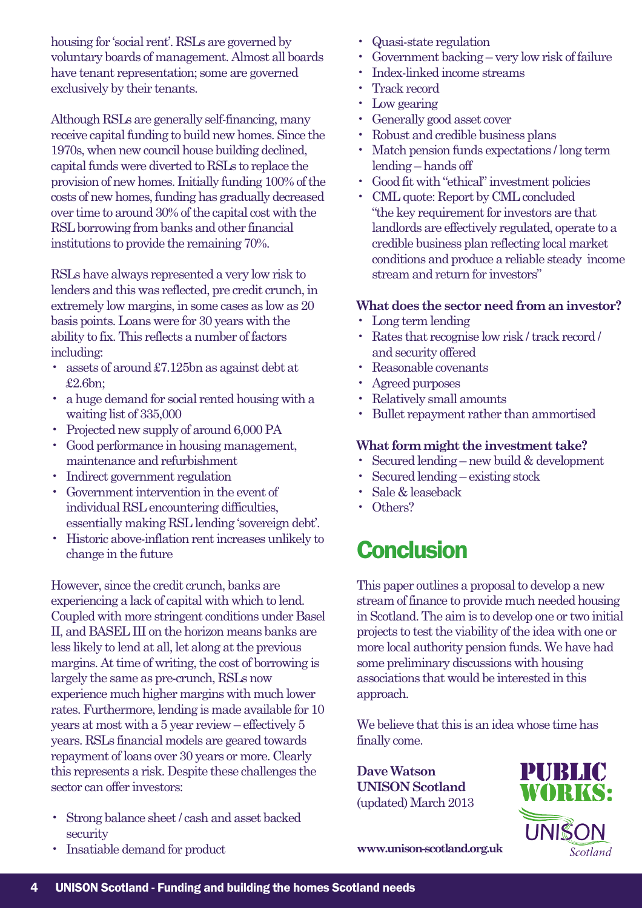housing for 'social rent'. RSLs are governed by voluntary boards of management. Almost all boards have tenant representation; some are governed exclusively by their tenants.

Although RSLs are generally self-financing, many receive capital funding to build new homes. Since the 1970s, when new council house building declined, capital funds were diverted to RSLs to replace the provision of new homes. Initially funding 100% of the costs of new homes, funding has gradually decreased over time to around 30% of the capital cost with the RSL borrowing from banks and other financial institutions to provide the remaining 70%.

RSLs have always represented a very low risk to lenders and this was reflected, pre credit crunch, in extremely low margins, in some cases as low as 20 basis points. Loans were for 30 years with the ability to fix. This reflects a number of factors including:

- assets of around £7.125bn as against debt at £2.6bn;
- a huge demand for social rented housing with a waiting list of 335,000
- Projected new supply of around 6,000 PA
- Good performance in housing management, maintenance and refurbishment
- Indirect government regulation
- Government intervention in the event of individual RSL encountering difficulties, essentially making RSL lending 'sovereign debt'.
- Historic above-inflation rent increases unlikely to change in the future

However, since the credit crunch, banks are experiencing a lack of capital with which to lend. Coupled with more stringent conditions under Basel II, and BASEL III on the horizon means banks are less likely to lend at all, let along at the previous margins. At time of writing, the cost of borrowing is largely the same as pre-crunch, RSLs now experience much higher margins with much lower rates. Furthermore, lending is made available for 10 years at most with a 5 year review – effectively 5 years. RSLs financial models are geared towards repayment of loans over 30 years or more. Clearly this represents a risk. Despite these challenges the sector can offer investors:

- Strong balance sheet / cash and asset backed security
- Insatiable demand for product
- Quasi-state regulation
- Government backing – very low risk of failure
- Index-linked income streams
- Track record
- Low gearing
- Generally good asset cover
- Robust and credible business plans
- Match pension funds expectations / long term lending – hands off
- Good fit with "ethical" investment policies
- CML quote: Report by CML concluded "the key requirement for investors are that landlords are effectively regulated, operate to a credible business plan reflecting local market conditions and produce a reliable steady income stream and return for investors"

**What does the sector need from an investor?**

- Long term lending
- Rates that recognise low risk / track record / and security offered
- Reasonable covenants
- Agreed purposes
- Relatively small amounts
- Bullet repayment rather than ammortised

**What form might the investment take?**

- Secured lending – new build & development
- Secured lending – existing stock
- Sale & leaseback
- Others?

## Conclusion

This paper outlines a proposal to develop a new stream of finance to provide much needed housing in Scotland. The aim is to develop one or two initial projects to test the viability of the idea with one or more local authority pension funds. We have had some preliminary discussions with housing associations that would be interested in this approach.

We believe that this is an idea whose time has finally come.

**Dave Watson**
**UNISON Scotland**
(updated) March 2013

PUBLIC WORKS:
UNISON Scotland

**www.unison-scotland.org.uk**